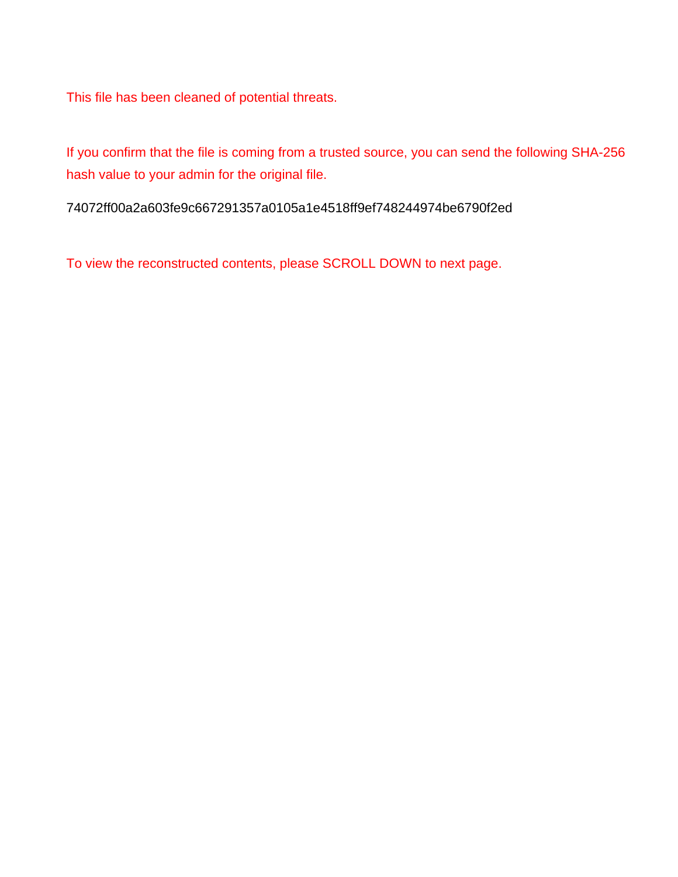This file has been cleaned of potential threats.

If you confirm that the file is coming from a trusted source, you can send the following SHA-256 hash value to your admin for the original file.

74072ff00a2a603fe9c667291357a0105a1e4518ff9ef748244974be6790f2ed

To view the reconstructed contents, please SCROLL DOWN to next page.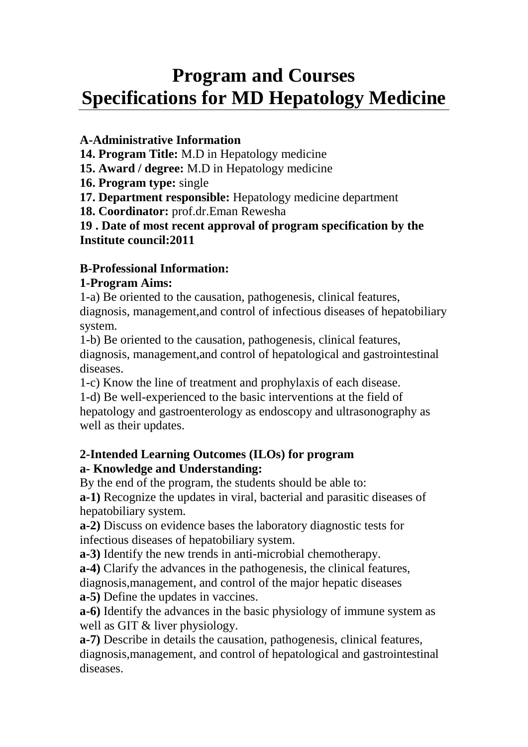# Program and Courses Specifications for MD Hepatology Medicine

**A-Administrative Information**

**14. Program Title:** M.D in Hepatology medicine

**15. Award / degree:** M.D in Hepatology medicine

**16. Program type:** single

**17. Department responsible:** Hepatology medicine department

**18. Coordinator:** prof.dr.Eman Rewesha

**19 . Date of most recent approval of program specification by the Institute council:2011**

**B-Professional Information:**

**1-Program Aims:**

1-a) Be oriented to the causation, pathogenesis, clinical features, diagnosis, management,and control of infectious diseases of hepatobiliary system.

1-b) Be oriented to the causation, pathogenesis, clinical features, diagnosis, management,and control of hepatological and gastrointestinal diseases.

1-c) Know the line of treatment and prophylaxis of each disease.

1-d) Be well-experienced to the basic interventions at the field of hepatology and gastroenterology as endoscopy and ultrasonography as well as their updates.

**2-Intended Learning Outcomes (ILOs) for program**

**a- Knowledge and Understanding:**

By the end of the program, the students should be able to:

**a-1)** Recognize the updates in viral, bacterial and parasitic diseases of hepatobiliary system.

**a-2)** Discuss on evidence bases the laboratory diagnostic tests for infectious diseases of hepatobiliary system.

**a-3)** Identify the new trends in anti-microbial chemotherapy.

**a-4)** Clarify the advances in the pathogenesis, the clinical features, diagnosis,management, and control of the major hepatic diseases

**a-5)** Define the updates in vaccines.

**a-6)** Identify the advances in the basic physiology of immune system as well as GIT & liver physiology.

**a-7)** Describe in details the causation, pathogenesis, clinical features, diagnosis,management, and control of hepatological and gastrointestinal diseases.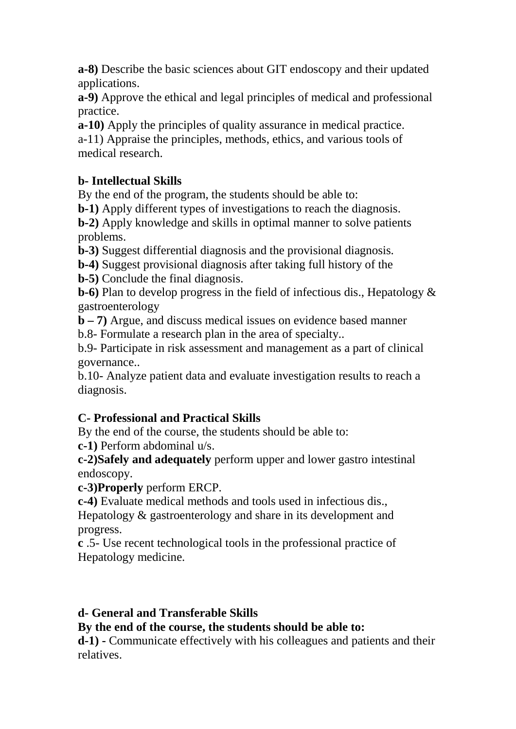**a-8)** Describe the basic sciences about GIT endoscopy and their updated applications.

**a-9)** Approve the ethical and legal principles of medical and professional practice.

**a-10)** Apply the principles of quality assurance in medical practice.

a-11) Appraise the principles, methods, ethics, and various tools of medical research.

**b- Intellectual Skills**

By the end of the program, the students should be able to:

**b-1)** Apply different types of investigations to reach the diagnosis.

**b-2)** Apply knowledge and skills in optimal manner to solve patients problems.

**b-3)** Suggest differential diagnosis and the provisional diagnosis.

**b-4)** Suggest provisional diagnosis after taking full history of the

**b-5)** Conclude the final diagnosis.

**b-6)** Plan to develop progress in the field of infectious dis., Hepatology & gastroenterology

**b – 7)** Argue, and discuss medical issues on evidence based manner

b.8- Formulate a research plan in the area of specialty..

b.9- Participate in risk assessment and management as a part of clinical governance..

b.10- Analyze patient data and evaluate investigation results to reach a diagnosis.

**C- Professional and Practical Skills**

By the end of the course, the students should be able to:

**c-1)** Perform abdominal u/s.

**c-2)Safely and adequately** perform upper and lower gastro intestinal endoscopy.

**c-3)Properly** perform ERCP.

**c-4)** Evaluate medical methods and tools used in infectious dis., Hepatology & gastroenterology and share in its development and progress.

**c** .5- Use recent technological tools in the professional practice of Hepatology medicine.

**d- General and Transferable Skills**

**By the end of the course, the students should be able to:**

**d-1) -** Communicate effectively with his colleagues and patients and their relatives.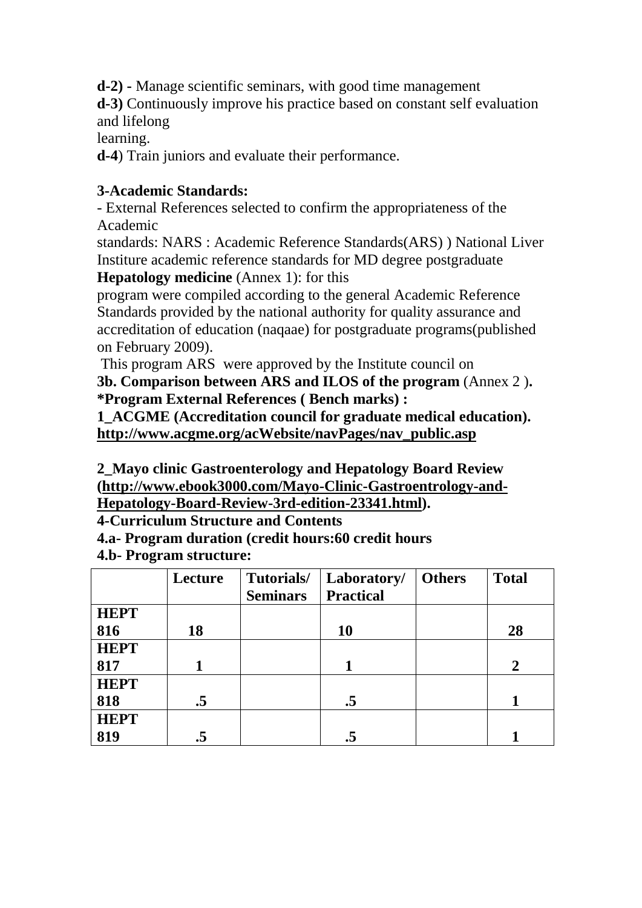**d-2) -** Manage scientific seminars, with good time management
**d-3)** Continuously improve his practice based on constant self evaluation and lifelong
learning.
**d-4**) Train juniors and evaluate their performance.

**3-Academic Standards:**

- External References selected to confirm the appropriateness of the Academic
standards: NARS : Academic Reference Standards(ARS) ) National Liver Institute academic reference standards for MD degree postgraduate **Hepatology medicine** (Annex 1): for this
program were compiled according to the general Academic Reference Standards provided by the national authority for quality assurance and accreditation of education (naqaae) for postgraduate programs(published on February 2009).
This program ARS were approved by the Institute council on

**3b. Comparison between ARS and ILOS of the program** (Annex 2 )**.**

**\*Program External References ( Bench marks) :**

**1_ACGME (Accreditation council for graduate medical education). http://www.acgme.org/acWebsite/navPages/nav_public.asp**

**2_Mayo clinic Gastroenterology and Hepatology Board Review (http://www.ebook3000.com/Mayo-Clinic-Gastroentrology-and-Hepatology-Board-Review-3rd-edition-23341.html).**

**4-Curriculum Structure and Contents**

**4.a- Program duration (credit hours:60 credit hours**

**4.b- Program structure:**

| | Lecture | Tutorials/ Seminars | Laboratory/ Practical | Others | Total |
|---|---|---|---|---|---|
| **HEPT 816** | **18** | | **10** | | **28** |
| **HEPT 817** | **1** | | **1** | | **2** |
| **HEPT 818** | **.5** | | **.5** | | **1** |
| **HEPT 819** | **.5** | | **.5** | | **1** |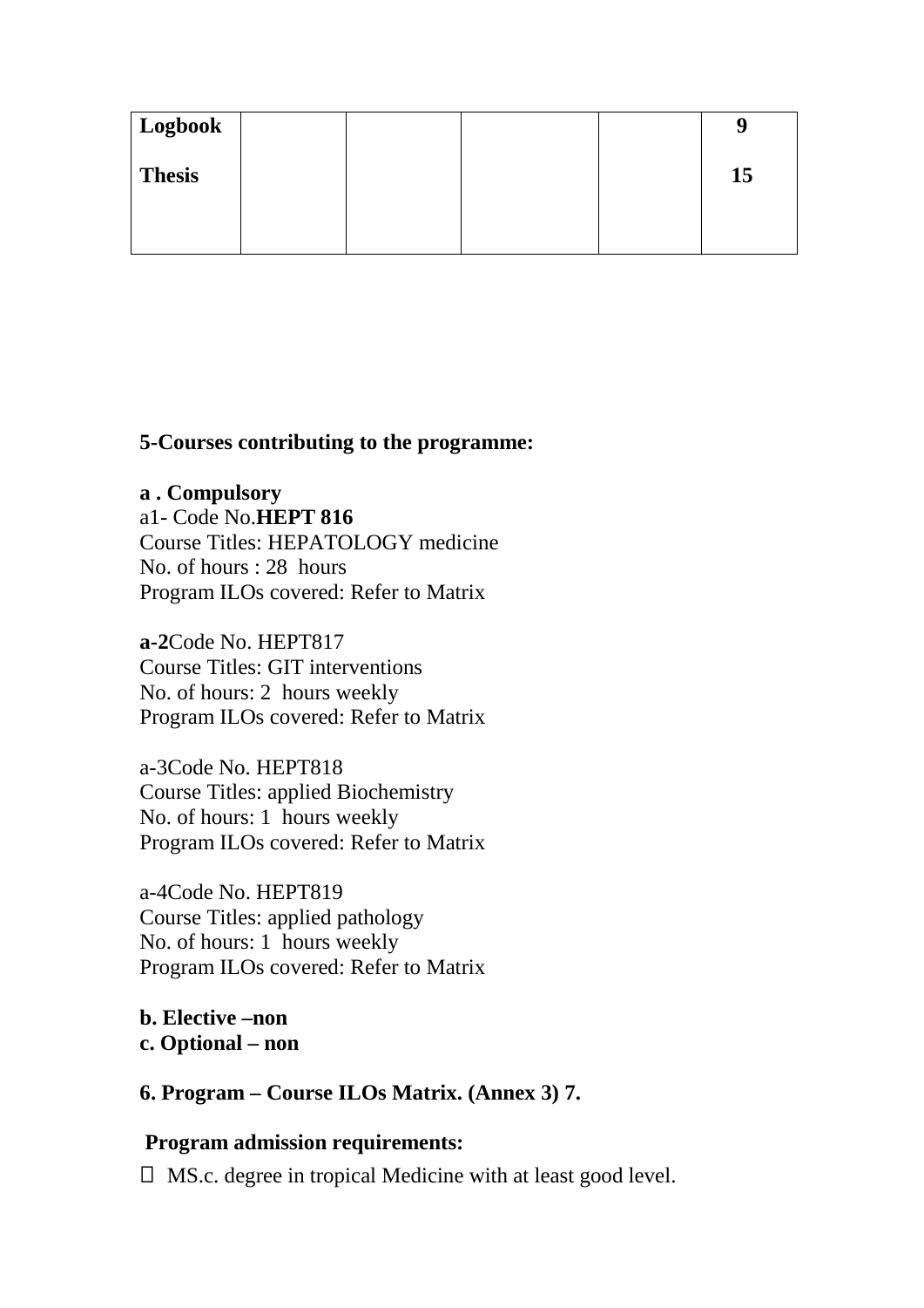| Logbook<br><br>Thesis | | | | | 9<br><br>15 |
|---|---|---|---|---|---|

**5-Courses contributing to the programme:**

**a . Compulsory**
a1- Code No.**HEPT 816**
Course Titles: HEPATOLOGY medicine
No. of hours : 28 hours
Program ILOs covered: Refer to Matrix

**a-2**Code No. HEPT817
Course Titles: GIT interventions
No. of hours: 2 hours weekly
Program ILOs covered: Refer to Matrix

a-3Code No. HEPT818
Course Titles: applied Biochemistry
No. of hours: 1 hours weekly
Program ILOs covered: Refer to Matrix

a-4Code No. HEPT819
Course Titles: applied pathology
No. of hours: 1 hours weekly
Program ILOs covered: Refer to Matrix

**b. Elective –non**
**c. Optional – non**

**6. Program – Course ILOs Matrix. (Annex 3) 7.**

**Program admission requirements:**

- MS.c. degree in tropical Medicine with at least good level.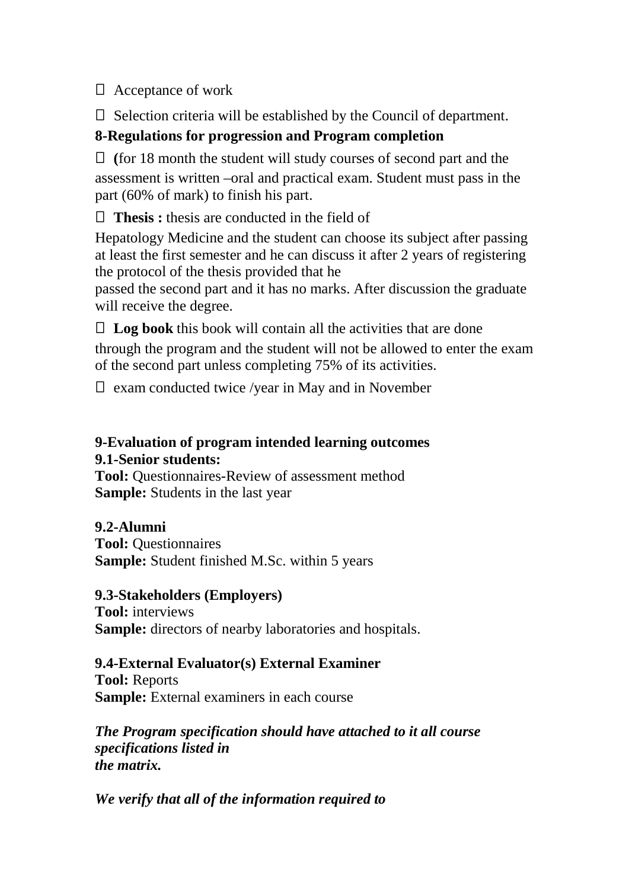-  Acceptance of work
-  Selection criteria will be established by the Council of department.

**8-Regulations for progression and Program completion**

-  **(**for 18 month the student will study courses of second part and the assessment is written –oral and practical exam. Student must pass in the part (60% of mark) to finish his part.
-  **Thesis :** thesis are conducted in the field of Hepatology Medicine and the student can choose its subject after passing at least the first semester and he can discuss it after 2 years of registering the protocol of the thesis provided that he passed the second part and it has no marks. After discussion the graduate will receive the degree.
-  **Log book** this book will contain all the activities that are done through the program and the student will not be allowed to enter the exam of the second part unless completing 75% of its activities.
-  exam conducted twice /year in May and in November

**9-Evaluation of program intended learning outcomes**

**9.1-Senior students:**
**Tool:** Questionnaires-Review of assessment method
**Sample:** Students in the last year

**9.2-Alumni**
**Tool:** Questionnaires
**Sample:** Student finished M.Sc. within 5 years

**9.3-Stakeholders (Employers)**
**Tool:** interviews
**Sample:** directors of nearby laboratories and hospitals.

**9.4-External Evaluator(s) External Examiner**
**Tool:** Reports
**Sample:** External examiners in each course

***The Program specification should have attached to it all course specifications listed in the matrix.***

***We verify that all of the information required to***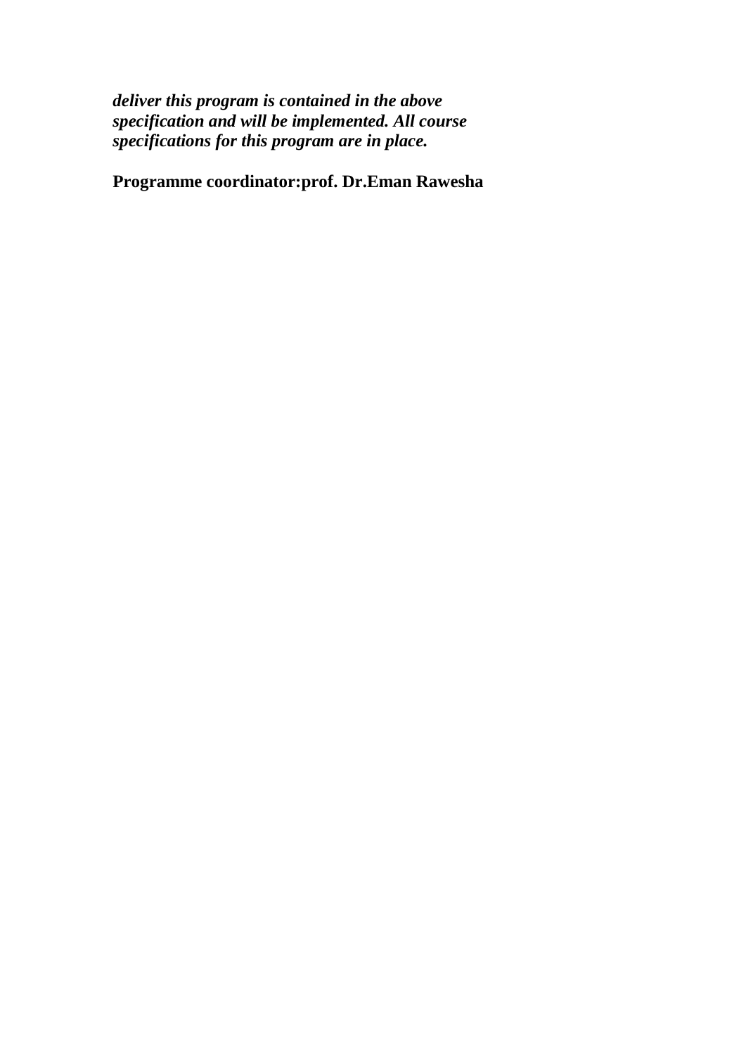***deliver this program is contained in the above specification and will be implemented. All course specifications for this program are in place.***

**Programme coordinator:prof. Dr.Eman Rawesha**